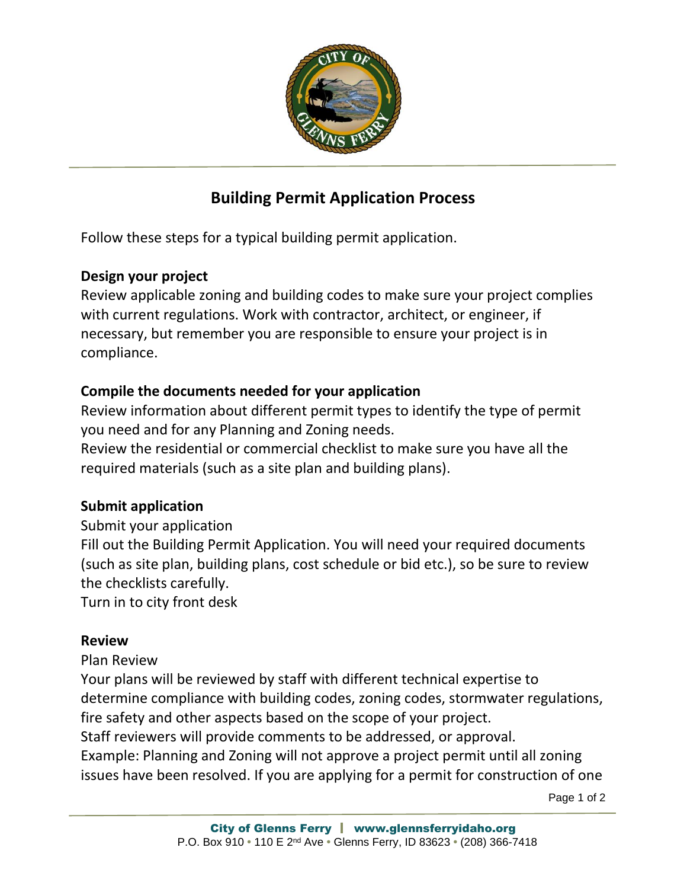# Building Permit Application Process

Follow these steps for a typical building permit application.

## Design your project

Review applicable zoning and building codes to make sure your project complies with current regulations. Work with contractor, architect, or engineer, if necessary, but remember you are responsible to ensure your project is in compliance.

## Compile the documents needed for your application

Review information about different permit types to identify the type of permit you need and for any Planning and Zoning needs.

Review the residential or commercial checklist to make sure you have all the required materials (such as a site plan and building plans).

## Submit application

Submit your application

Fill out the Building Permit Application. You will need your required documents (such as site plan, building plans, cost schedule or bid etc.), so be sure to review the checklists carefully.

Turn in to city front desk

## Review

Plan Review

Your plans will be reviewed by staff with different technical expertise to determine compliance with building codes, zoning codes, stormwater regulations, fire safety and other aspects based on the scope of your project.

Staff reviewers will provide comments to be addressed, or approval.

Example: Planning and Zoning will not approve a project permit until all zoning issues have been resolved. If you are applying for a permit for construction of one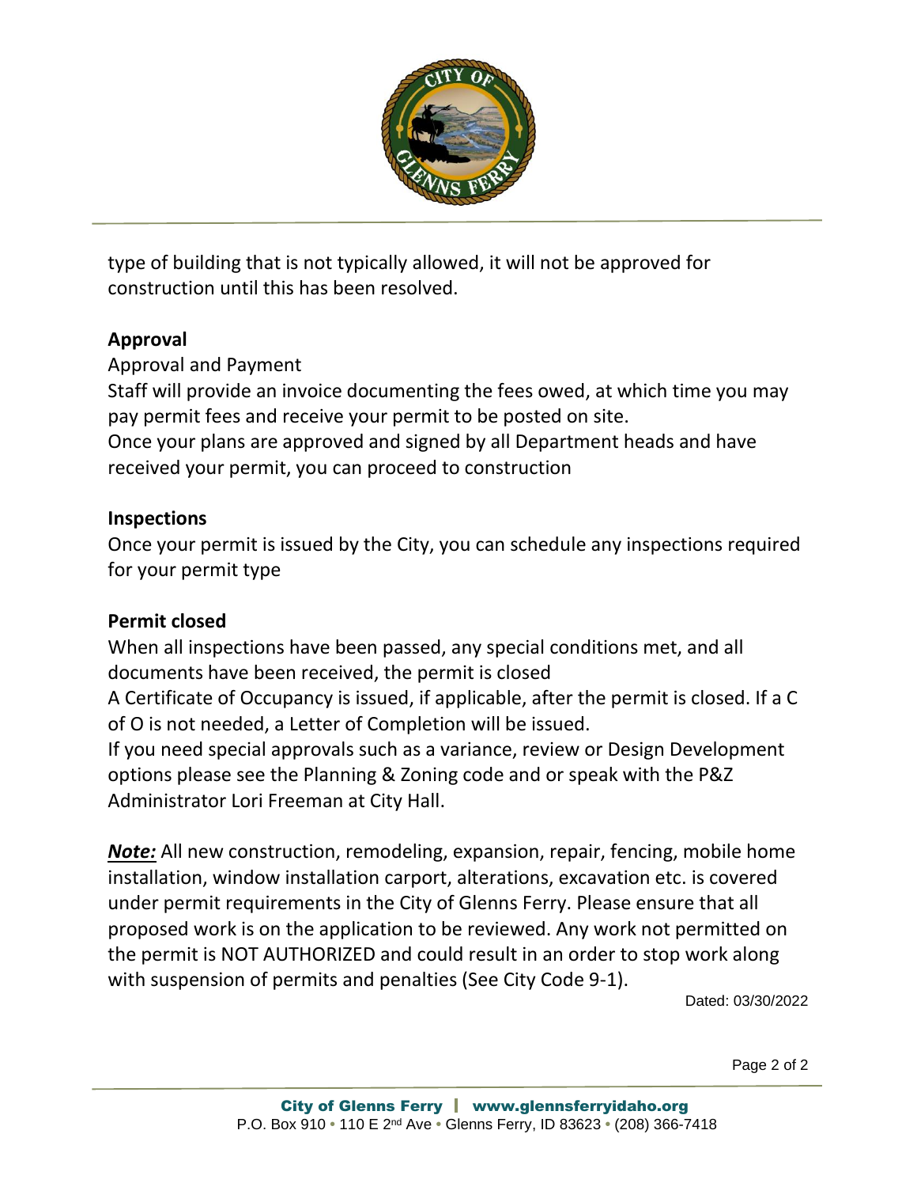type of building that is not typically allowed, it will not be approved for construction until this has been resolved.

**Approval**

Approval and Payment

Staff will provide an invoice documenting the fees owed, at which time you may pay permit fees and receive your permit to be posted on site.

Once your plans are approved and signed by all Department heads and have received your permit, you can proceed to construction

**Inspections**

Once your permit is issued by the City, you can schedule any inspections required for your permit type

**Permit closed**

When all inspections have been passed, any special conditions met, and all documents have been received, the permit is closed

A Certificate of Occupancy is issued, if applicable, after the permit is closed. If a C of O is not needed, a Letter of Completion will be issued.

If you need special approvals such as a variance, review or Design Development options please see the Planning & Zoning code and or speak with the P&Z Administrator Lori Freeman at City Hall.

***Note:*** All new construction, remodeling, expansion, repair, fencing, mobile home installation, window installation carport, alterations, excavation etc. is covered under permit requirements in the City of Glenns Ferry. Please ensure that all proposed work is on the application to be reviewed. Any work not permitted on the permit is NOT AUTHORIZED and could result in an order to stop work along with suspension of permits and penalties (See City Code 9-1).

Dated: 03/30/2022

**City of Glenns Ferry** | **www.glennsferryidaho.org**

P.O. Box 910 • 110 E 2nd Ave • Glenns Ferry, ID 83623 • (208) 366-7418